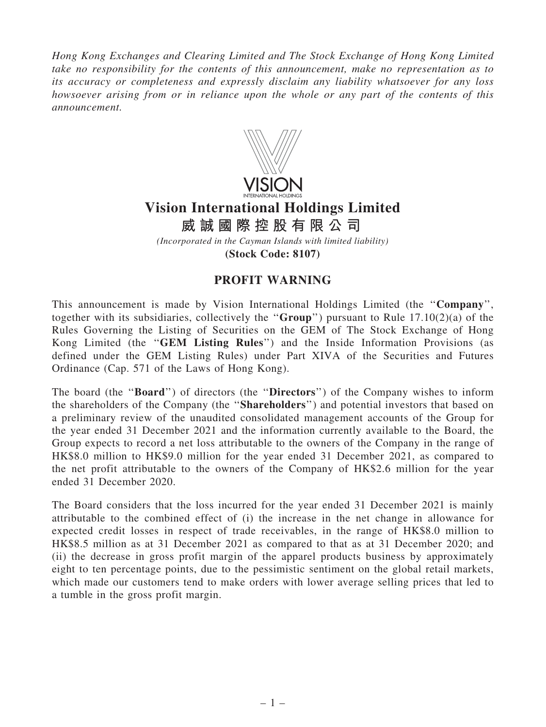*Hong Kong Exchanges and Clearing Limited and The Stock Exchange of Hong Kong Limited take no responsibility for the contents of this announcement, make no representation as to its accuracy or completeness and expressly disclaim any liability whatsoever for any loss howsoever arising from or in reliance upon the whole or any part of the contents of this announcement.*

# Vision International Holdings Limited
# 威誠國際控股有限公司

*(Incorporated in the Cayman Islands with limited liability)*

**(Stock Code: 8107)**

## PROFIT WARNING

This announcement is made by Vision International Holdings Limited (the "**Company**", together with its subsidiaries, collectively the "**Group**") pursuant to Rule 17.10(2)(a) of the Rules Governing the Listing of Securities on the GEM of The Stock Exchange of Hong Kong Limited (the "**GEM Listing Rules**") and the Inside Information Provisions (as defined under the GEM Listing Rules) under Part XIVA of the Securities and Futures Ordinance (Cap. 571 of the Laws of Hong Kong).

The board (the "**Board**") of directors (the "**Directors**") of the Company wishes to inform the shareholders of the Company (the "**Shareholders**") and potential investors that based on a preliminary review of the unaudited consolidated management accounts of the Group for the year ended 31 December 2021 and the information currently available to the Board, the Group expects to record a net loss attributable to the owners of the Company in the range of HK$8.0 million to HK$9.0 million for the year ended 31 December 2021, as compared to the net profit attributable to the owners of the Company of HK$2.6 million for the year ended 31 December 2020.

The Board considers that the loss incurred for the year ended 31 December 2021 is mainly attributable to the combined effect of (i) the increase in the net change in allowance for expected credit losses in respect of trade receivables, in the range of HK$8.0 million to HK$8.5 million as at 31 December 2021 as compared to that as at 31 December 2020; and (ii) the decrease in gross profit margin of the apparel products business by approximately eight to ten percentage points, due to the pessimistic sentiment on the global retail markets, which made our customers tend to make orders with lower average selling prices that led to a tumble in the gross profit margin.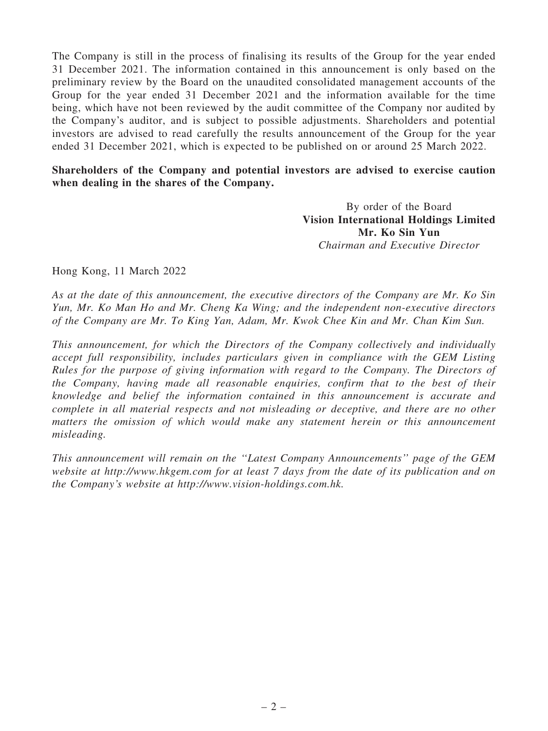The Company is still in the process of finalising its results of the Group for the year ended 31 December 2021. The information contained in this announcement is only based on the preliminary review by the Board on the unaudited consolidated management accounts of the Group for the year ended 31 December 2021 and the information available for the time being, which have not been reviewed by the audit committee of the Company nor audited by the Company's auditor, and is subject to possible adjustments. Shareholders and potential investors are advised to read carefully the results announcement of the Group for the year ended 31 December 2021, which is expected to be published on or around 25 March 2022.

**Shareholders of the Company and potential investors are advised to exercise caution when dealing in the shares of the Company.**

By order of the Board
**Vision International Holdings Limited**
**Mr. Ko Sin Yun**
*Chairman and Executive Director*

Hong Kong, 11 March 2022

*As at the date of this announcement, the executive directors of the Company are Mr. Ko Sin Yun, Mr. Ko Man Ho and Mr. Cheng Ka Wing; and the independent non-executive directors of the Company are Mr. To King Yan, Adam, Mr. Kwok Chee Kin and Mr. Chan Kim Sun.*

*This announcement, for which the Directors of the Company collectively and individually accept full responsibility, includes particulars given in compliance with the GEM Listing Rules for the purpose of giving information with regard to the Company. The Directors of the Company, having made all reasonable enquiries, confirm that to the best of their knowledge and belief the information contained in this announcement is accurate and complete in all material respects and not misleading or deceptive, and there are no other matters the omission of which would make any statement herein or this announcement misleading.*

*This announcement will remain on the "Latest Company Announcements" page of the GEM website at http://www.hkgem.com for at least 7 days from the date of its publication and on the Company's website at http://www.vision-holdings.com.hk.*